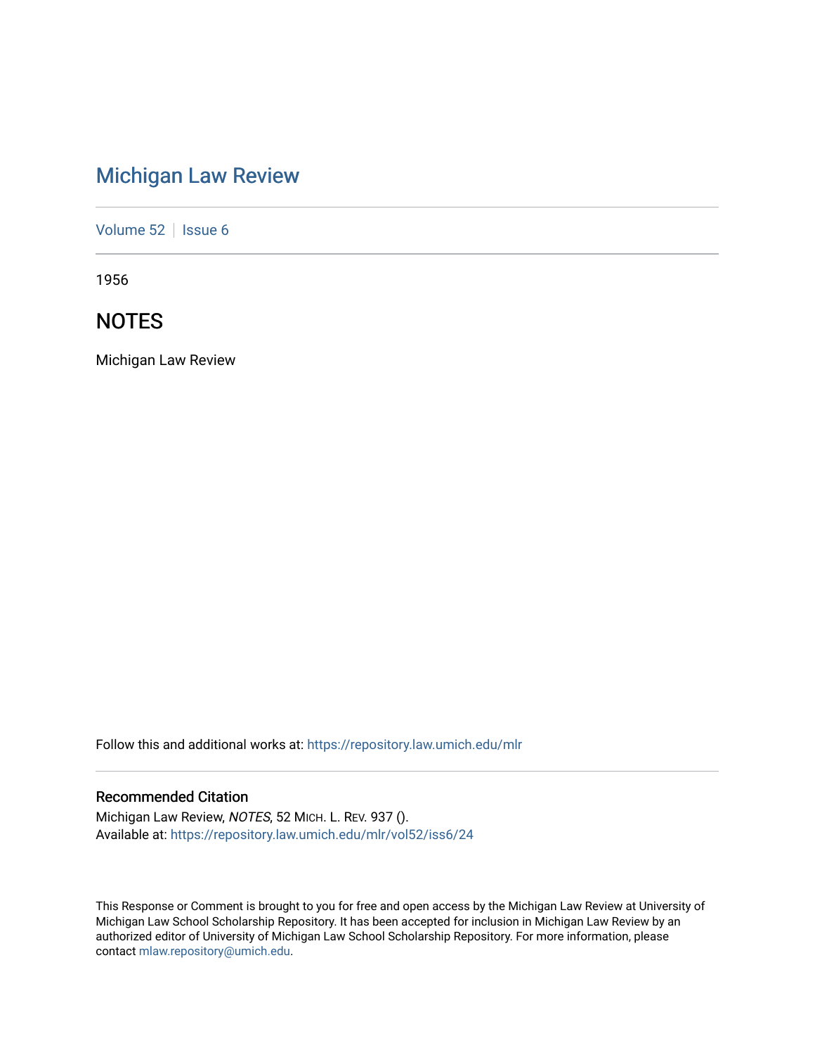# Michigan Law Review

Volume 52 | Issue 6

1956

## NOTES

Michigan Law Review

Follow this and additional works at: https://repository.law.umich.edu/mlr

### Recommended Citation

Michigan Law Review, *NOTES*, 52 MICH. L. REV. 937 ().
Available at: https://repository.law.umich.edu/mlr/vol52/iss6/24

This Response or Comment is brought to you for free and open access by the Michigan Law Review at University of Michigan Law School Scholarship Repository. It has been accepted for inclusion in Michigan Law Review by an authorized editor of University of Michigan Law School Scholarship Repository. For more information, please contact mlaw.repository@umich.edu.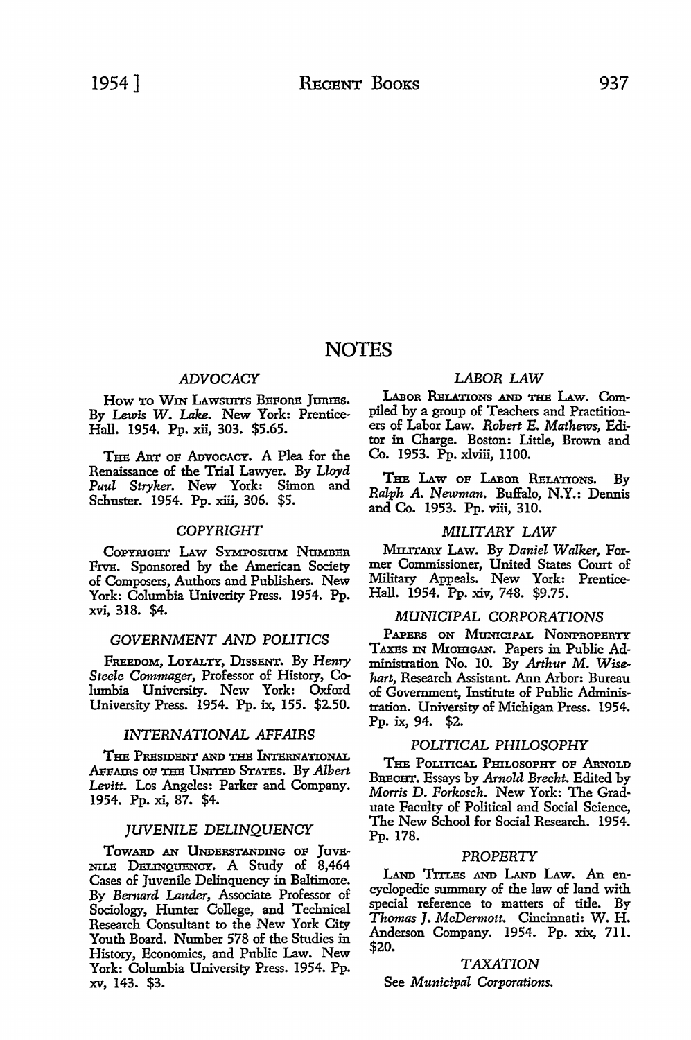# NOTES

### *ADVOCACY*

How to Win Lawsuits Before Juries. By *Lewis W. Lake.* New York: Prentice-Hall. 1954. Pp. xii, 303. $5.65.

The Art of Advocacy. A Plea for the Renaissance of the Trial Lawyer. By *Lloyd Paul Stryker.* New York: Simon and Schuster. 1954. Pp. xiii, 306. $5.

### *COPYRIGHT*

Copyright Law Symposium Number Five. Sponsored by the American Society of Composers, Authors and Publishers. New York: Columbia Univerity Press. 1954. Pp. xvi, 318. $4.

### *GOVERNMENT AND POLITICS*

Freedom, Loyalty, Dissent. By *Henry Steele Commager,* Professor of History, Columbia University. New York: Oxford University Press. 1954. Pp. ix, 155. $2.50.

### *INTERNATIONAL AFFAIRS*

The President and the International Affairs of the United States. By *Albert Levitt.* Los Angeles: Parker and Company. 1954. Pp. xi, 87. $4.

### *JUVENILE DELINQUENCY*

Toward an Understanding of Juvenile Delinquency. A Study of 8,464 Cases of Juvenile Delinquency in Baltimore. By *Bernard Lander,* Associate Professor of Sociology, Hunter College, and Technical Research Consultant to the New York City Youth Board. Number 578 of the Studies in History, Economics, and Public Law. New York: Columbia University Press. 1954. Pp. xv, 143. $3.

### *LABOR LAW*

Labor Relations and the Law. Compiled by a group of Teachers and Practitioners of Labor Law. *Robert E. Mathews,* Editor in Charge. Boston: Little, Brown and Co. 1953. Pp. xlviii, 1100.

The Law of Labor Relations. By *Ralph A. Newman.* Buffalo, N.Y.: Dennis and Co. 1953. Pp. viii, 310.

### *MILITARY LAW*

Military Law. By *Daniel Walker,* Former Commissioner, United States Court of Military Appeals. New York: Prentice-Hall. 1954. Pp. xiv, 748. $9.75.

### *MUNICIPAL CORPORATIONS*

Papers on Municipal Nonproperty Taxes in Michigan. Papers in Public Administration No. 10. By *Arthur M. Wisehart,* Research Assistant. Ann Arbor: Bureau of Government, Institute of Public Administration. University of Michigan Press. 1954. Pp. ix, 94. $2.

### *POLITICAL PHILOSOPHY*

The Political Philosophy of Arnold Brecht. Essays by *Arnold Brecht.* Edited by *Morris D. Forkosch.* New York: The Graduate Faculty of Political and Social Science, The New School for Social Research. 1954. Pp. 178.

### *PROPERTY*

Land Titles and Land Law. An encyclopedic summary of the law of land with special reference to matters of title. By *Thomas J. McDermott.* Cincinnati: W. H. Anderson Company. 1954. Pp. xix, 711. $20.

### *TAXATION*

See *Municipal Corporations.*